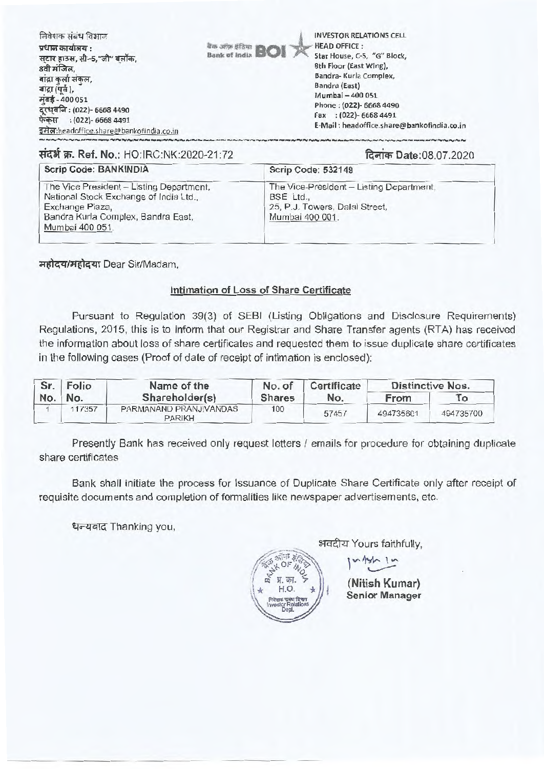निवेशक संबंध विभाग
प्रधान कार्यालय :
स्टार हाउस, सी-5,"जी" ब्लॉक,
8वी मंजिल,
बांद्रा कुर्ला संकुल,
बांद्रा (पूर्व),
मुंबई - 400 051
दूरध्वनि : (022)- 6668 4490
फेक्स : (022)- 6668 4491
इमेल:headoffice.share@bankofindia.co.in

बैंक ऑफ़ इंडिया Bank of India BOI

INVESTOR RELATIONS CELL
HEAD OFFICE :
Star House, C-5, "G" Block,
8th Floor (East Wing),
Bandra- Kurla Complex,
Bandra (East)
Mumbai – 400 051
Phone : (022)- 6668 4490
Fax : (022)- 6668 4491
E-Mail : headoffice.share@bankofindia.co.in

संदर्भ क्र. Ref. No.: HO:IRC:NK:2020-21:72

दिनांक Date:08.07.2020

| Scrip Code: BANKINDIA | Scrip Code: 532149 |
|---|---|
| The Vice President – Listing Department, National Stock Exchange of India Ltd., Exchange Plaza, Bandra Kurla Complex, Bandra East, Mumbai 400 051. | The Vice-President – Listing Department, BSE Ltd., 25, P.J. Towers, Dalal Street, Mumbai 400 001. |

महोदय/महोदया Dear Sir/Madam,

**Intimation of Loss of Share Certificate**

Pursuant to Regulation 39(3) of SEBI (Listing Obligations and Disclosure Requirements) Regulations, 2015, this is to inform that our Registrar and Share Transfer agents (RTA) has received the information about loss of share certificates and requested them to issue duplicate share certificates in the following cases (Proof of date of receipt of intimation is enclosed):

| Sr. No. | Folio No. | Name of the Shareholder(s) | No. of Shares | Certificate No. | Distinctive Nos. | |
|---|---|---|---|---|---|---|
| | | | | | From | To |
| 1 | 117357 | PARMANAND PRANJIVANDAS PARIKH | 100 | 57457 | 494735601 | 494735700 |

Presently Bank has received only request letters / emails for procedure for obtaining duplicate share certificates

Bank shall initiate the process for Issuance of Duplicate Share Certificate only after receipt of requisite documents and completion of formalities like newspaper advertisements, etc.

धन्यवाद Thanking you,

भवदीय Yours faithfully,

(Nitish Kumar)
Senior Manager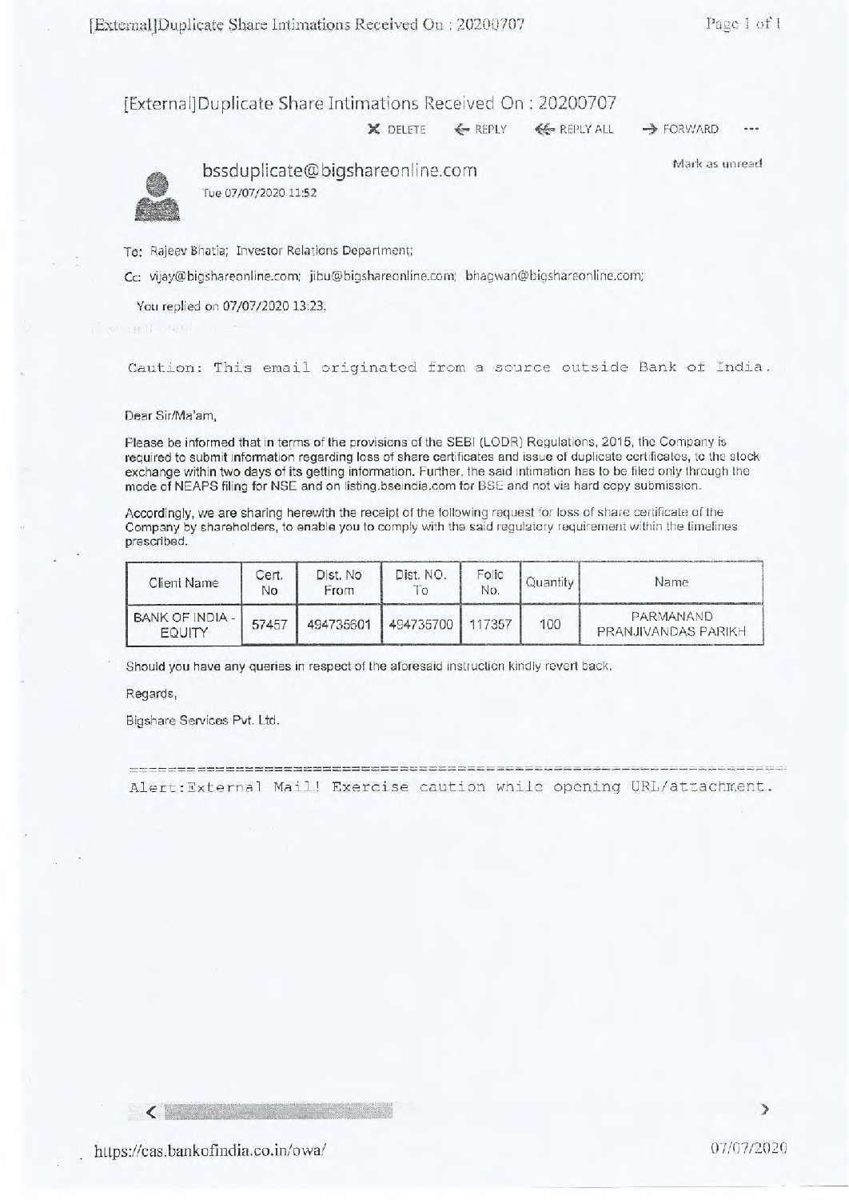# [External]Duplicate Share Intimations Received On : 20200707

DELETE | REPLY | REPLY ALL | FORWARD | ...

**bssduplicate@bigshareonline.com**
Tue 07/07/2020 11:52

Mark as unread

To: Rajeev Bhatia; Investor Relations Department;

Cc: vijay@bigshareonline.com; jibu@bigshareonline.com; bhagwan@bigshareonline.com;

You replied on 07/07/2020 13:23.

Caution: This email originated from a source outside Bank of India.

Dear Sir/Ma'am,

Please be informed that in terms of the provisions of the SEBI (LODR) Regulations, 2015, the Company is required to submit information regarding loss of share certificates and issue of duplicate certificates, to the stock exchange within two days of its getting information. Further, the said intimation has to be filed only through the mode of NEAPS filing for NSE and on listing.bseindia.com for BSE and not via hard copy submission.

Accordingly, we are sharing herewith the receipt of the following request for loss of share certificate of the Company by shareholders, to enable you to comply with the said regulatory requirement within the timelines prescribed.

| Client Name | Cert. No | Dist. No From | Dist. NO. To | Folio No. | Quantity | Name |
|---|---|---|---|---|---|---|
| BANK OF INDIA - EQUITY | 57457 | 494735601 | 494735700 | 117357 | 100 | PARMANAND PRANJIVANDAS PARIKH |

Should you have any queries in respect of the aforesaid instruction kindly revert back.

Regards,

Bigshare Services Pvt. Ltd.

Alert:External Mail! Exercise caution while opening URL/attachment.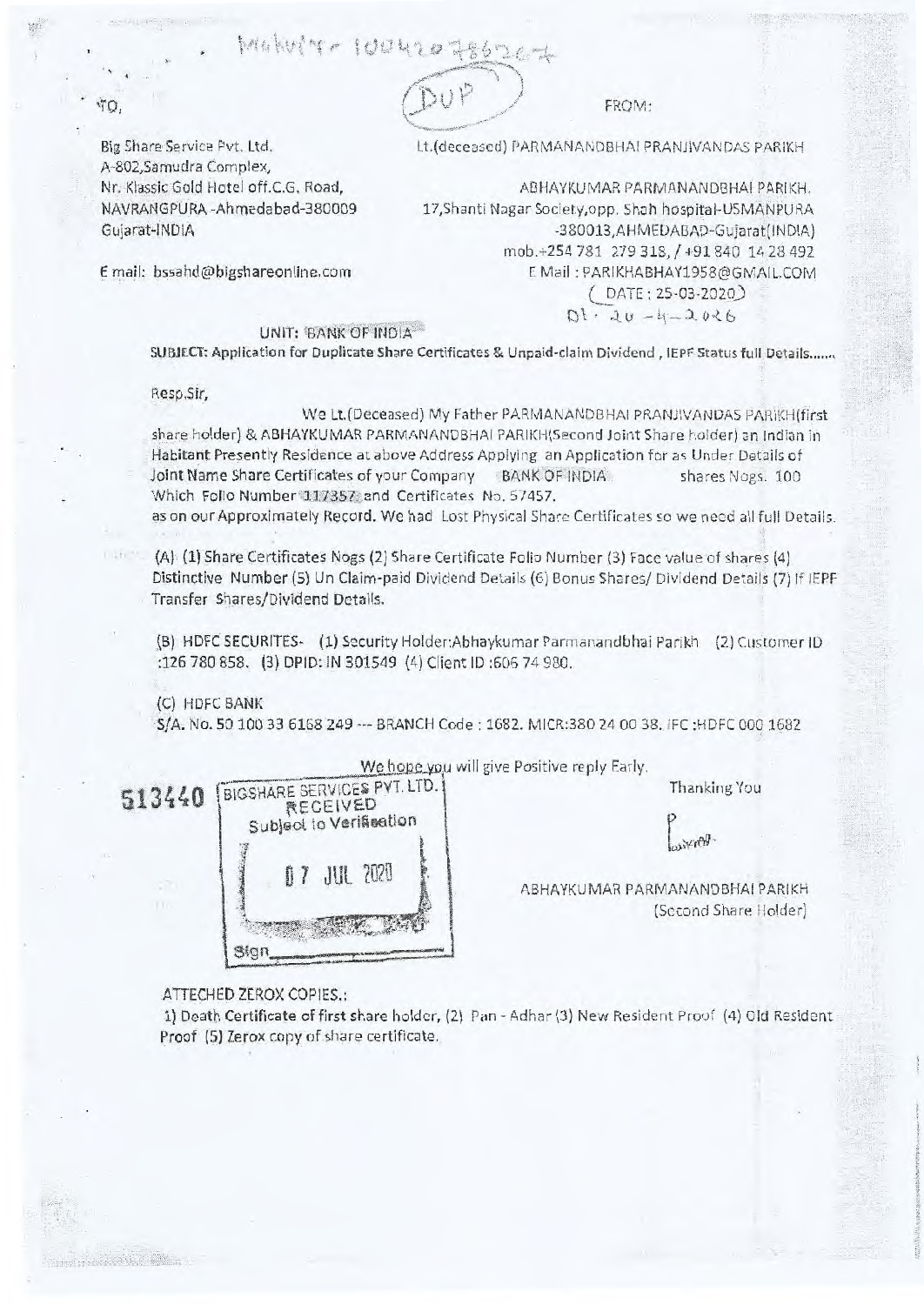Mahvi's - 1004207862??

DUP

TO,

Big Share Service Pvt. Ltd.
A-802,Samudra Complex,
Nr. Klassic Gold Hotel off.C.G. Road,
NAVRANGPURA -Ahmedabad-380009
Gujarat-INDIA

E mail: bssahd@bigshareonline.com

FROM:

Lt.(deceased) PARMANANDBHAI PRANJIVANDAS PARIKH

ABHAYKUMAR PARMANANDBHAI PARIKH.
17,Shanti Nagar Society,opp. Shah hospital-USMANPURA
-380013,AHMEDABAD-Gujarat(INDIA)
mob.+254 781 279 318, / +91 840 14 28 492
E Mail : PARIKHABHAY1958@GMAIL.COM
( DATE : 25-03-2020 )
Dt. 20-4-2026

UNIT: BANK OF INDIA

**SUBJECT: Application for Duplicate Share Certificates & Unpaid-claim Dividend , IEPF Status full Details......**

Resp.Sir,

We Lt.(Deceased) My Father PARMANANDBHAI PRANJIVANDAS PARIKH(first share holder) & ABHAYKUMAR PARMANANDBHAI PARIKH(Second Joint Share holder) an Indian in Habitant Presently Residence at above Address Applying an Application for as Under Details of Joint Name Share Certificates of your Company BANK OF INDIA shares Nogs. 100 Which Folio Number 117357 and Certificates No. 57457.
as on our Approximately Record. We had Lost Physical Share Certificates so we need all full Details.

(A) (1) Share Certificates Nogs (2) Share Certificate Folio Number (3) Face value of shares (4) Distinctive Number (5) Un Claim-paid Dividend Details (6) Bonus Shares/ Dividend Details (7) If IEPF Transfer Shares/Dividend Details.

(B) HDFC SECURITES- (1) Security Holder:Abhaykumar Parmanandbhai Parikh (2) Customer ID :126 780 858. (3) DPID: IN 301549 (4) Client ID :606 74 980.

(C) HDFC BANK
S/A. No. 50 100 33 6168 249 --- BRANCH Code : 1682. MICR:380 24 00 38. IFC :HDFC 000 1682

We hope you will give Positive reply Early.

513440

BIGSHARE SERVICES PVT. LTD.
RECEIVED
Subject to Verification
07 JUL 2020
Sign

Thanking You

ABHAYKUMAR PARMANANDBHAI PARIKH
(Second Share Holder)

ATTECHED ZEROX COPIES.:

1) Death Certificate of first share holder, (2) Pan - Adhar (3) New Resident Proof (4) Old Resident Proof (5) Zerox copy of share certificate.